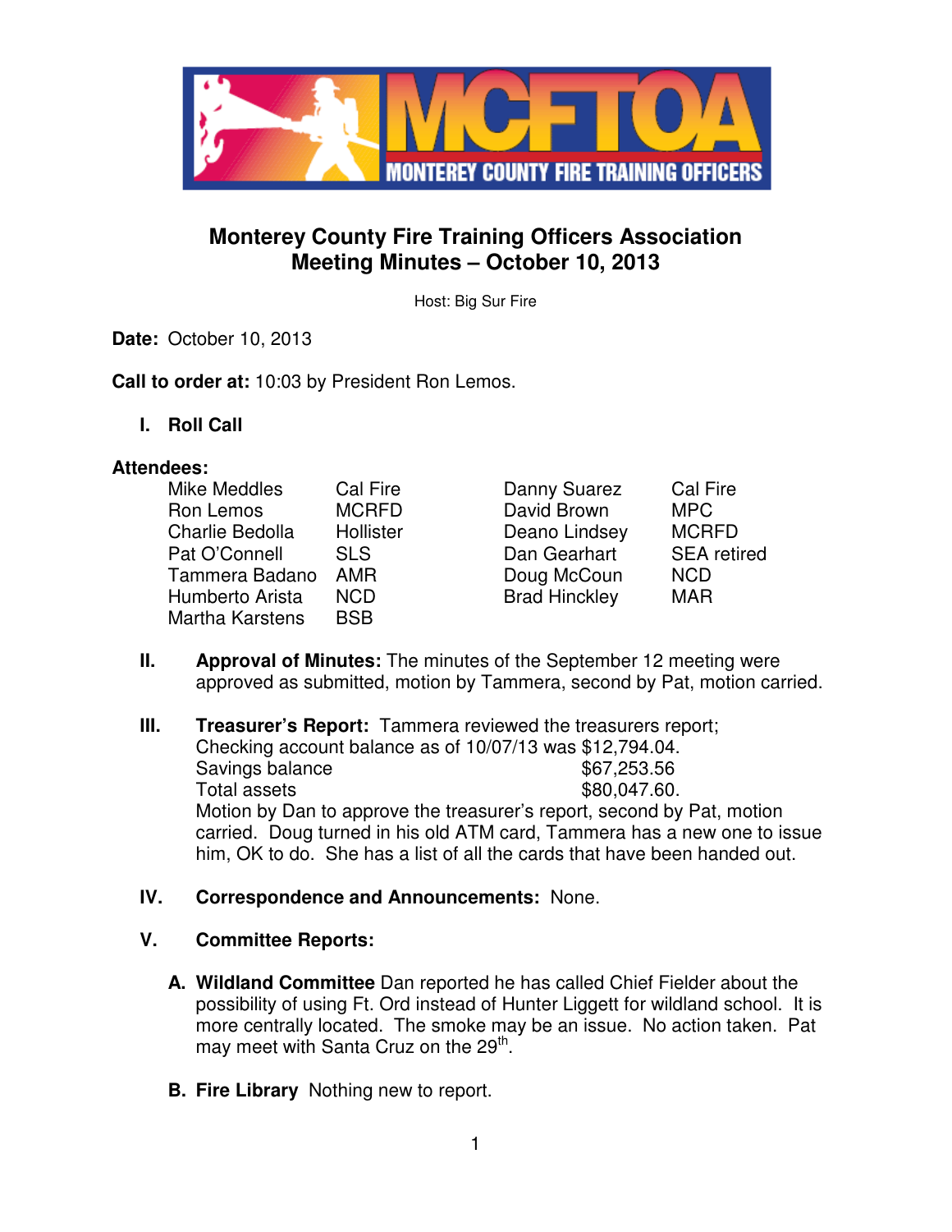MCFTOA
MONTEREY COUNTY FIRE TRAINING OFFICERS

# Monterey County Fire Training Officers Association
## Meeting Minutes – October 10, 2013

Host: Big Sur Fire

**Date:** October 10, 2013

**Call to order at:** 10:03 by President Ron Lemos.

## I. Roll Call

**Attendees:**

| | | | |
|---|---|---|---|
| Mike Meddles | Cal Fire | Danny Suarez | Cal Fire |
| Ron Lemos | MCRFD | David Brown | MPC |
| Charlie Bedolla | Hollister | Deano Lindsey | MCRFD |
| Pat O'Connell | SLS | Dan Gearhart | SEA retired |
| Tammera Badano | AMR | Doug McCoun | NCD |
| Humberto Arista | NCD | Brad Hinckley | MAR |
| Martha Karstens | BSB | | |

## II. **Approval of Minutes:** The minutes of the September 12 meeting were approved as submitted, motion by Tammera, second by Pat, motion carried.

## III. **Treasurer's Report:** Tammera reviewed the treasurers report;

Checking account balance as of 10/07/13 was $12,794.04.
Savings balance $67,253.56
Total assets $80,047.60.
Motion by Dan to approve the treasurer's report, second by Pat, motion carried. Doug turned in his old ATM card, Tammera has a new one to issue him, OK to do. She has a list of all the cards that have been handed out.

## IV. **Correspondence and Announcements:** None.

## V. **Committee Reports:**

**A. Wildland Committee** Dan reported he has called Chief Fielder about the possibility of using Ft. Ord instead of Hunter Liggett for wildland school. It is more centrally located. The smoke may be an issue. No action taken. Pat may meet with Santa Cruz on the 29th.

**B. Fire Library** Nothing new to report.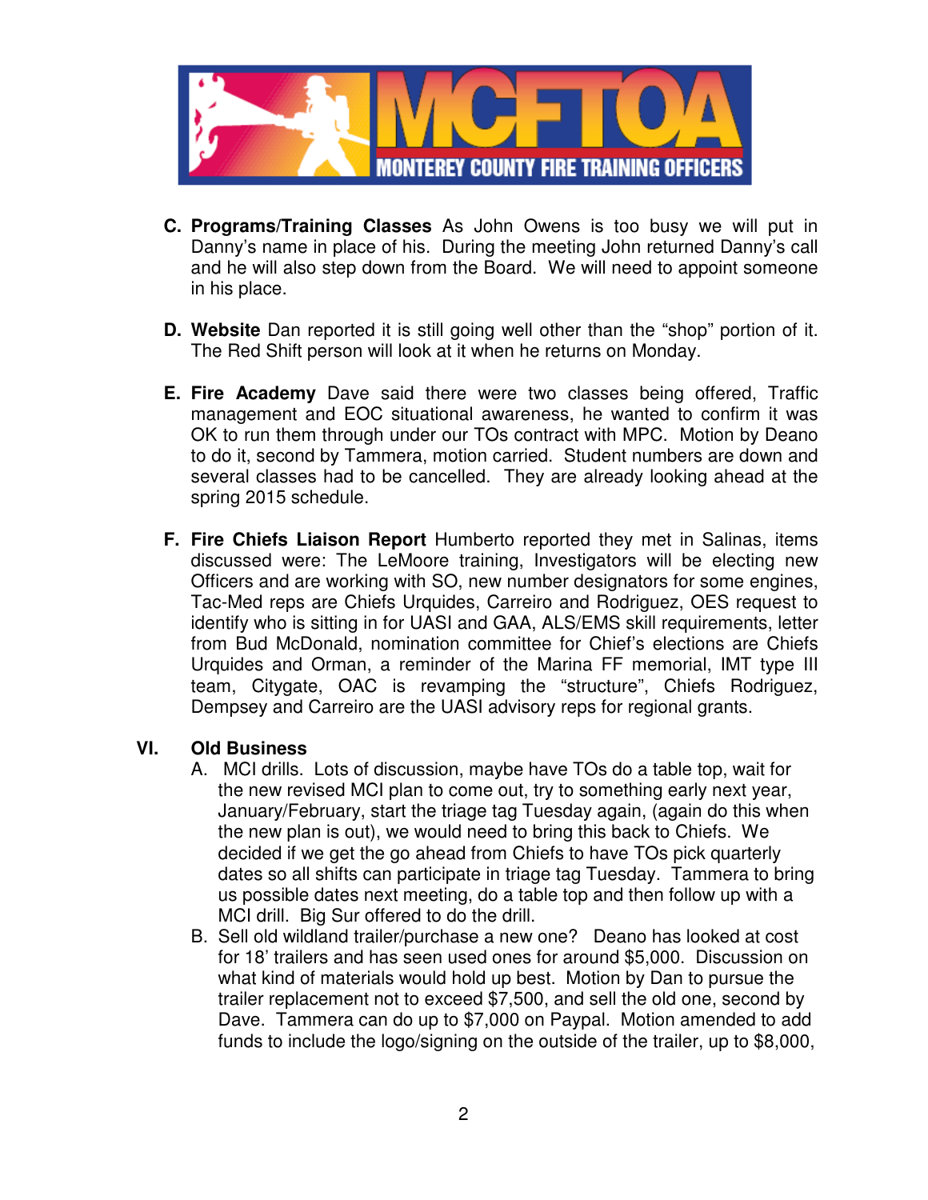C. **Programs/Training Classes** As John Owens is too busy we will put in Danny's name in place of his. During the meeting John returned Danny's call and he will also step down from the Board. We will need to appoint someone in his place.

D. **Website** Dan reported it is still going well other than the "shop" portion of it. The Red Shift person will look at it when he returns on Monday.

E. **Fire Academy** Dave said there were two classes being offered, Traffic management and EOC situational awareness, he wanted to confirm it was OK to run them through under our TOs contract with MPC. Motion by Deano to do it, second by Tammera, motion carried. Student numbers are down and several classes had to be cancelled. They are already looking ahead at the spring 2015 schedule.

F. **Fire Chiefs Liaison Report** Humberto reported they met in Salinas, items discussed were: The LeMoore training, Investigators will be electing new Officers and are working with SO, new number designators for some engines, Tac-Med reps are Chiefs Urquides, Carreiro and Rodriguez, OES request to identify who is sitting in for UASI and GAA, ALS/EMS skill requirements, letter from Bud McDonald, nomination committee for Chief's elections are Chiefs Urquides and Orman, a reminder of the Marina FF memorial, IMT type III team, Citygate, OAC is revamping the "structure", Chiefs Rodriguez, Dempsey and Carreiro are the UASI advisory reps for regional grants.

## VI. Old Business

A. MCI drills. Lots of discussion, maybe have TOs do a table top, wait for the new revised MCI plan to come out, try to something early next year, January/February, start the triage tag Tuesday again, (again do this when the new plan is out), we would need to bring this back to Chiefs. We decided if we get the go ahead from Chiefs to have TOs pick quarterly dates so all shifts can participate in triage tag Tuesday. Tammera to bring us possible dates next meeting, do a table top and then follow up with a MCI drill. Big Sur offered to do the drill.

B. Sell old wildland trailer/purchase a new one? Deano has looked at cost for 18' trailers and has seen used ones for around $5,000. Discussion on what kind of materials would hold up best. Motion by Dan to pursue the trailer replacement not to exceed $7,500, and sell the old one, second by Dave. Tammera can do up to $7,000 on Paypal. Motion amended to add funds to include the logo/signing on the outside of the trailer, up to $8,000,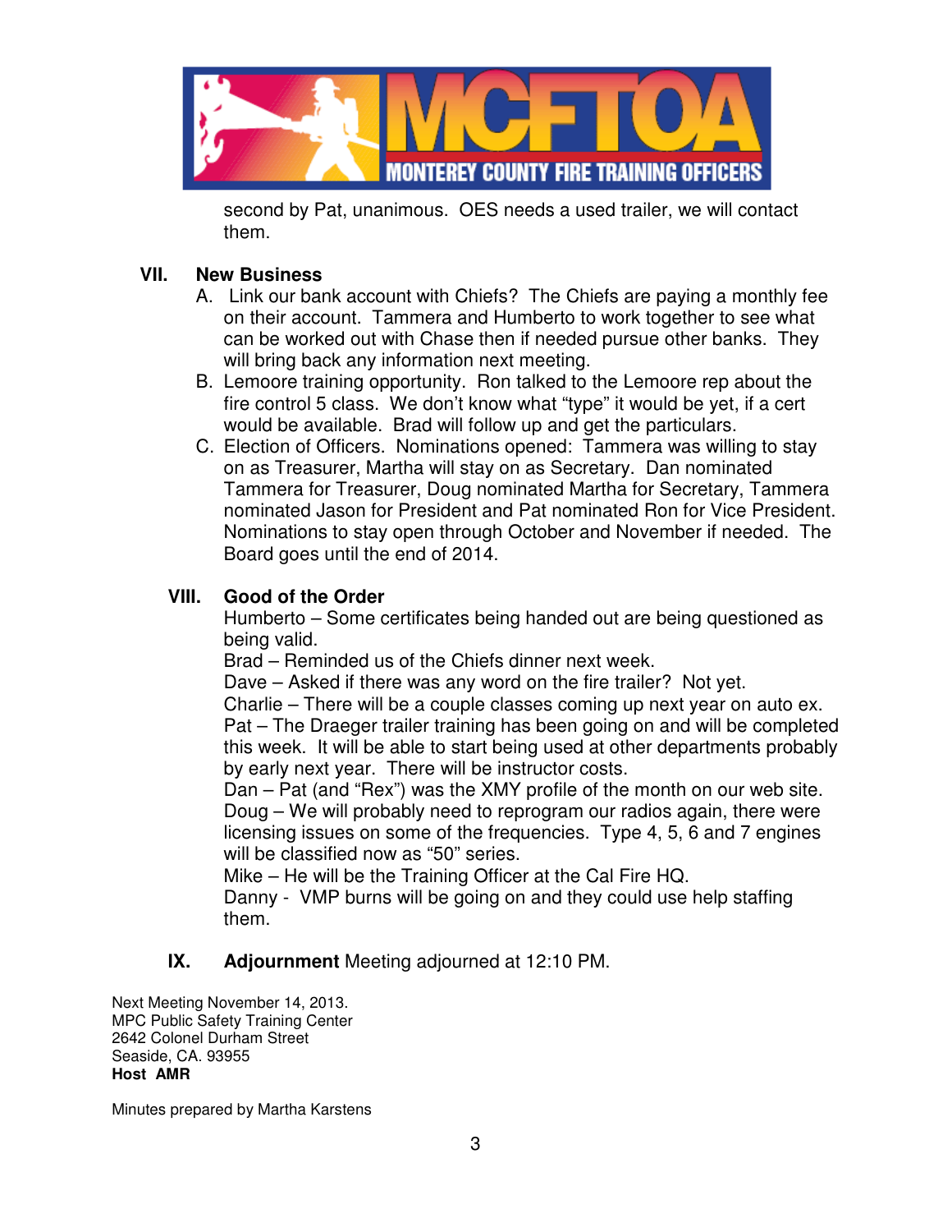second by Pat, unanimous. OES needs a used trailer, we will contact them.

## VII. New Business

A. Link our bank account with Chiefs? The Chiefs are paying a monthly fee on their account. Tammera and Humberto to work together to see what can be worked out with Chase then if needed pursue other banks. They will bring back any information next meeting.

B. Lemoore training opportunity. Ron talked to the Lemoore rep about the fire control 5 class. We don't know what "type" it would be yet, if a cert would be available. Brad will follow up and get the particulars.

C. Election of Officers. Nominations opened: Tammera was willing to stay on as Treasurer, Martha will stay on as Secretary. Dan nominated Tammera for Treasurer, Doug nominated Martha for Secretary, Tammera nominated Jason for President and Pat nominated Ron for Vice President. Nominations to stay open through October and November if needed. The Board goes until the end of 2014.

## VIII. Good of the Order

Humberto – Some certificates being handed out are being questioned as being valid.
Brad – Reminded us of the Chiefs dinner next week.
Dave – Asked if there was any word on the fire trailer? Not yet.
Charlie – There will be a couple classes coming up next year on auto ex.
Pat – The Draeger trailer training has been going on and will be completed this week. It will be able to start being used at other departments probably by early next year. There will be instructor costs.
Dan – Pat (and "Rex") was the XMY profile of the month on our web site.
Doug – We will probably need to reprogram our radios again, there were licensing issues on some of the frequencies. Type 4, 5, 6 and 7 engines will be classified now as "50" series.
Mike – He will be the Training Officer at the Cal Fire HQ.
Danny - VMP burns will be going on and they could use help staffing them.

## IX. Adjournment

Meeting adjourned at 12:10 PM.

Next Meeting November 14, 2013.
MPC Public Safety Training Center
2642 Colonel Durham Street
Seaside, CA. 93955
**Host AMR**

Minutes prepared by Martha Karstens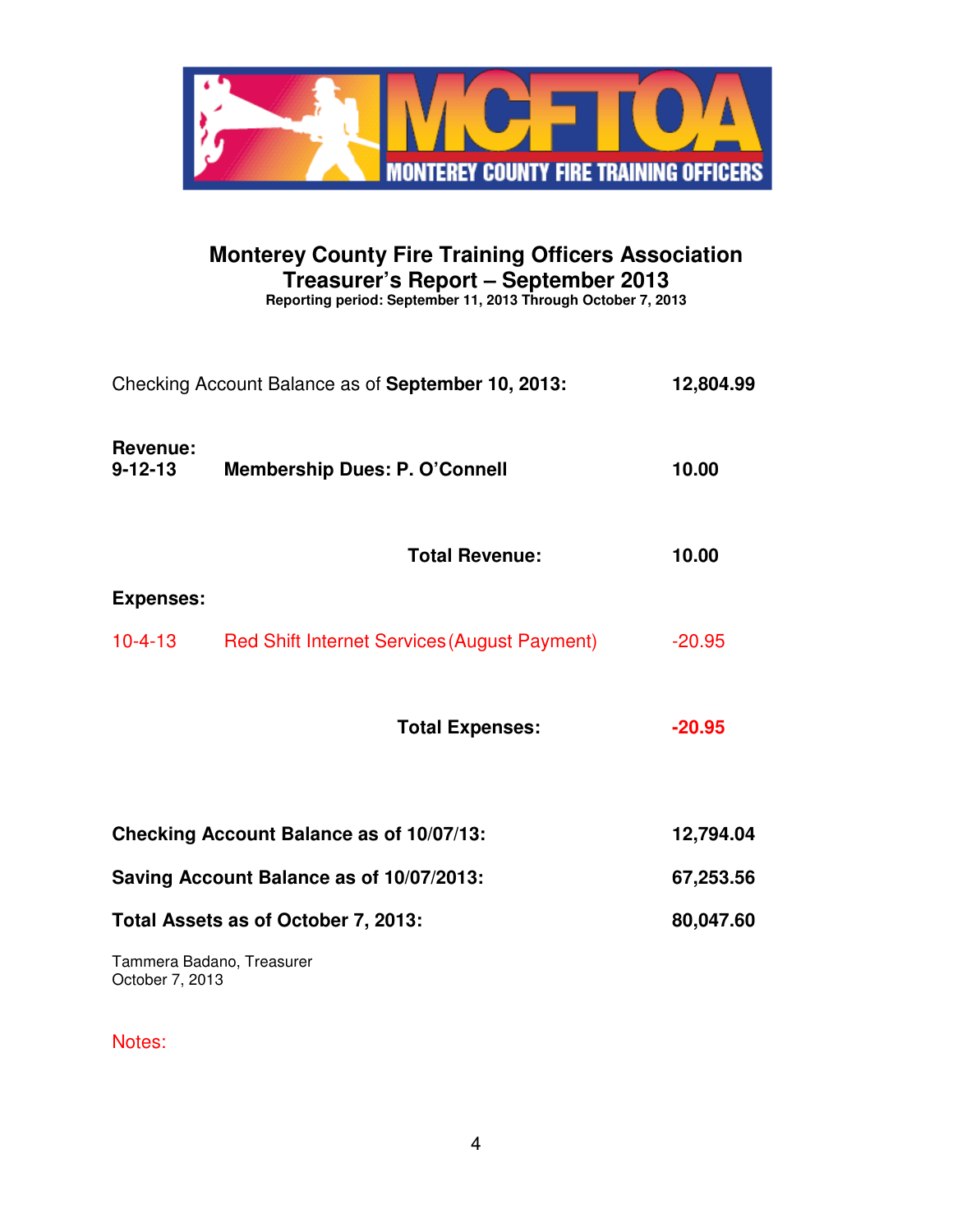MCFTOA
MONTEREY COUNTY FIRE TRAINING OFFICERS

# Monterey County Fire Training Officers Association
## Treasurer's Report – September 2013

**Reporting period: September 11, 2013 Through October 7, 2013**

| | | |
|---|---|---|
| Checking Account Balance as of **September 10, 2013:** | | **12,804.99** |
| **Revenue:** | | |
| **9-12-13** | **Membership Dues: P. O'Connell** | **10.00** |
| | **Total Revenue:** | **10.00** |
| **Expenses:** | | |
| 10-4-13 | Red Shift Internet Services (August Payment) | -20.95 |
| | **Total Expenses:** | **-20.95** |
| **Checking Account Balance as of 10/07/13:** | | **12,794.04** |
| **Saving Account Balance as of 10/07/2013:** | | **67,253.56** |
| **Total Assets as of October 7, 2013:** | | **80,047.60** |

Tammera Badano, Treasurer
October 7, 2013

Notes: